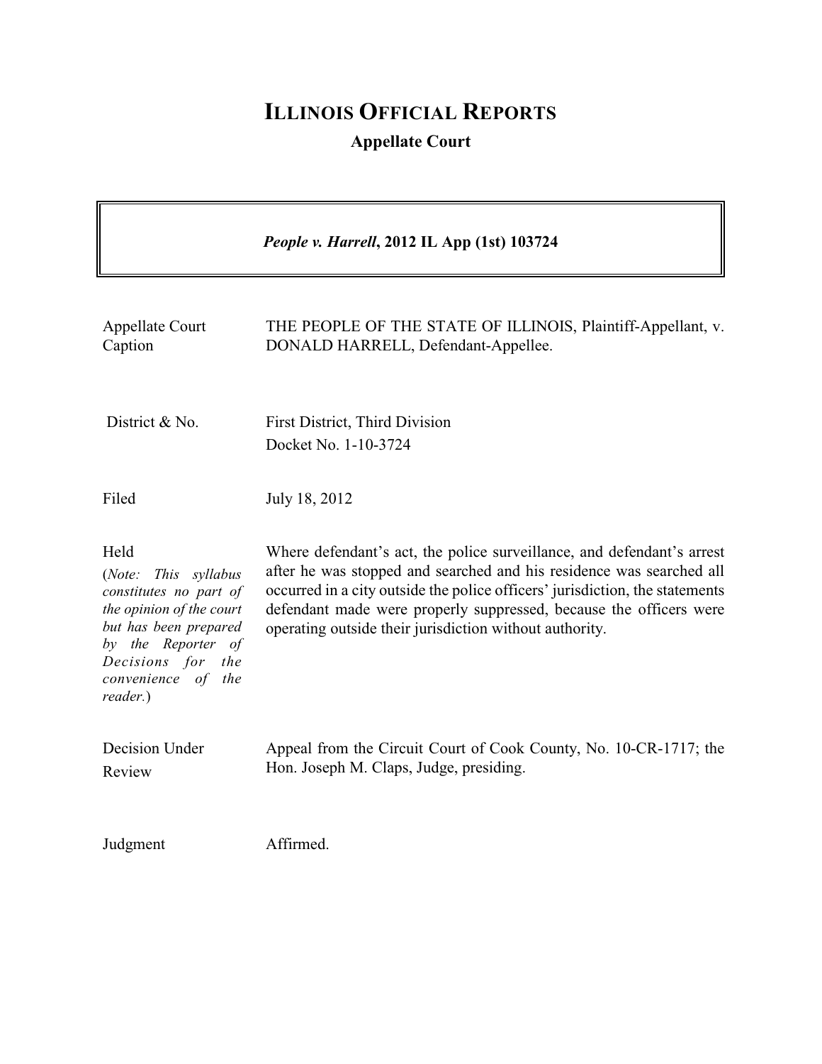# ILLINOIS OFFICIAL REPORTS

**Appellate Court**

***People v. Harrell*, 2012 IL App (1st) 103724**

| | |
|---|---|
| Appellate Court Caption | THE PEOPLE OF THE STATE OF ILLINOIS, Plaintiff-Appellant, v. DONALD HARRELL, Defendant-Appellee. |
| District & No. | First District, Third Division<br>Docket No. 1-10-3724 |
| Filed | July 18, 2012 |
| Held<br>(*Note: This syllabus constitutes no part of the opinion of the court but has been prepared by the Reporter of Decisions for the convenience of the reader.*) | Where defendant's act, the police surveillance, and defendant's arrest after he was stopped and searched and his residence was searched all occurred in a city outside the police officers' jurisdiction, the statements defendant made were properly suppressed, because the officers were operating outside their jurisdiction without authority. |
| Decision Under Review | Appeal from the Circuit Court of Cook County, No. 10-CR-1717; the Hon. Joseph M. Claps, Judge, presiding. |
| Judgment | Affirmed. |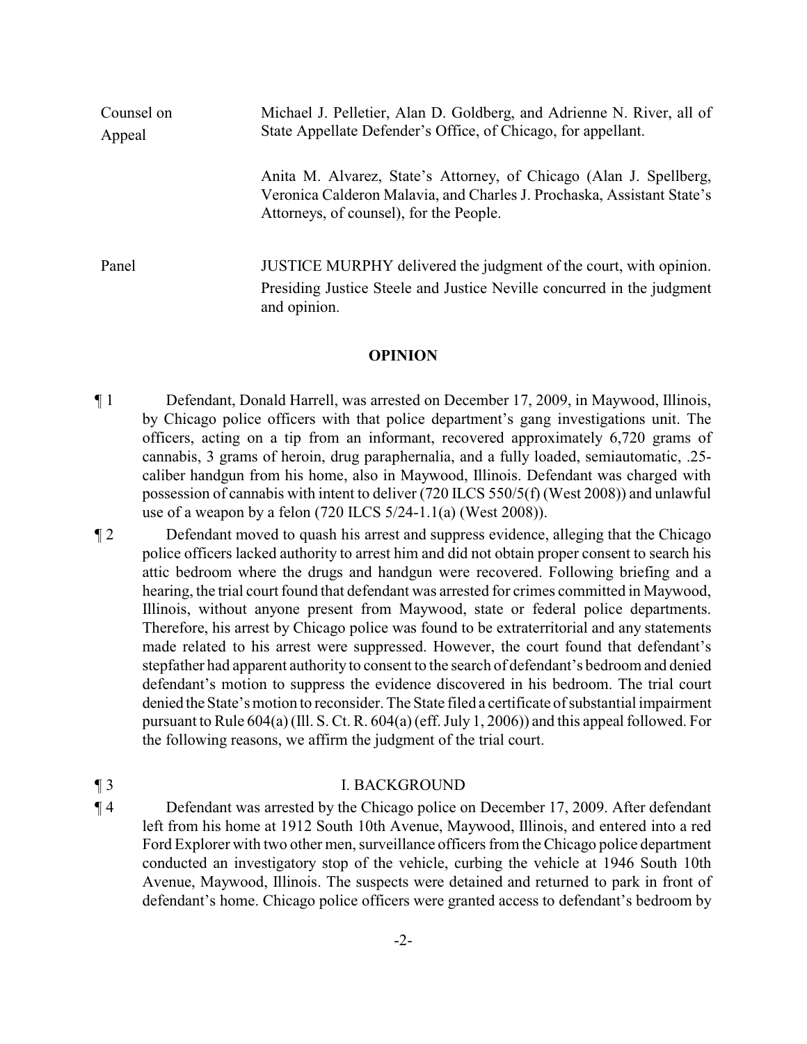| | |
|---|---|
| Counsel on Appeal | Michael J. Pelletier, Alan D. Goldberg, and Adrienne N. River, all of State Appellate Defender's Office, of Chicago, for appellant. |
| | Anita M. Alvarez, State's Attorney, of Chicago (Alan J. Spellberg, Veronica Calderon Malavia, and Charles J. Prochaska, Assistant State's Attorneys, of counsel), for the People. |
| Panel | JUSTICE MURPHY delivered the judgment of the court, with opinion. Presiding Justice Steele and Justice Neville concurred in the judgment and opinion. |

## OPINION

¶ 1 Defendant, Donald Harrell, was arrested on December 17, 2009, in Maywood, Illinois, by Chicago police officers with that police department's gang investigations unit. The officers, acting on a tip from an informant, recovered approximately 6,720 grams of cannabis, 3 grams of heroin, drug paraphernalia, and a fully loaded, semiautomatic, .25-caliber handgun from his home, also in Maywood, Illinois. Defendant was charged with possession of cannabis with intent to deliver (720 ILCS 550/5(f) (West 2008)) and unlawful use of a weapon by a felon (720 ILCS 5/24-1.1(a) (West 2008)).

¶ 2 Defendant moved to quash his arrest and suppress evidence, alleging that the Chicago police officers lacked authority to arrest him and did not obtain proper consent to search his attic bedroom where the drugs and handgun were recovered. Following briefing and a hearing, the trial court found that defendant was arrested for crimes committed in Maywood, Illinois, without anyone present from Maywood, state or federal police departments. Therefore, his arrest by Chicago police was found to be extraterritorial and any statements made related to his arrest were suppressed. However, the court found that defendant's stepfather had apparent authority to consent to the search of defendant's bedroom and denied defendant's motion to suppress the evidence discovered in his bedroom. The trial court denied the State's motion to reconsider. The State filed a certificate of substantial impairment pursuant to Rule 604(a) (Ill. S. Ct. R. 604(a) (eff. July 1, 2006)) and this appeal followed. For the following reasons, we affirm the judgment of the trial court.

¶ 3 I. BACKGROUND

¶ 4 Defendant was arrested by the Chicago police on December 17, 2009. After defendant left from his home at 1912 South 10th Avenue, Maywood, Illinois, and entered into a red Ford Explorer with two other men, surveillance officers from the Chicago police department conducted an investigatory stop of the vehicle, curbing the vehicle at 1946 South 10th Avenue, Maywood, Illinois. The suspects were detained and returned to park in front of defendant's home. Chicago police officers were granted access to defendant's bedroom by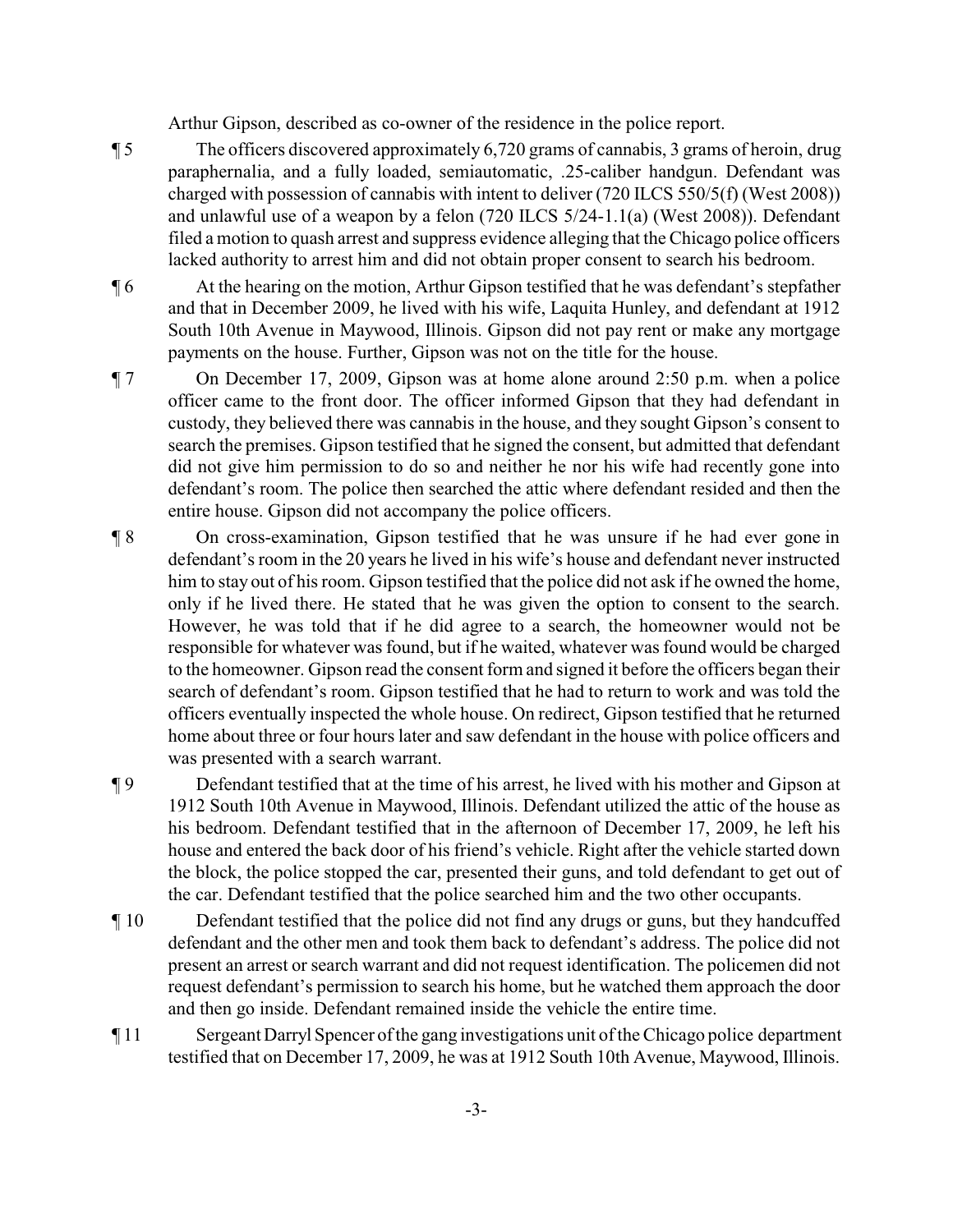Arthur Gipson, described as co-owner of the residence in the police report.

¶ 5 The officers discovered approximately 6,720 grams of cannabis, 3 grams of heroin, drug paraphernalia, and a fully loaded, semiautomatic, .25-caliber handgun. Defendant was charged with possession of cannabis with intent to deliver (720 ILCS 550/5(f) (West 2008)) and unlawful use of a weapon by a felon (720 ILCS 5/24-1.1(a) (West 2008)). Defendant filed a motion to quash arrest and suppress evidence alleging that the Chicago police officers lacked authority to arrest him and did not obtain proper consent to search his bedroom.

¶ 6 At the hearing on the motion, Arthur Gipson testified that he was defendant's stepfather and that in December 2009, he lived with his wife, Laquita Hunley, and defendant at 1912 South 10th Avenue in Maywood, Illinois. Gipson did not pay rent or make any mortgage payments on the house. Further, Gipson was not on the title for the house.

¶ 7 On December 17, 2009, Gipson was at home alone around 2:50 p.m. when a police officer came to the front door. The officer informed Gipson that they had defendant in custody, they believed there was cannabis in the house, and they sought Gipson's consent to search the premises. Gipson testified that he signed the consent, but admitted that defendant did not give him permission to do so and neither he nor his wife had recently gone into defendant's room. The police then searched the attic where defendant resided and then the entire house. Gipson did not accompany the police officers.

¶ 8 On cross-examination, Gipson testified that he was unsure if he had ever gone in defendant's room in the 20 years he lived in his wife's house and defendant never instructed him to stay out of his room. Gipson testified that the police did not ask if he owned the home, only if he lived there. He stated that he was given the option to consent to the search. However, he was told that if he did agree to a search, the homeowner would not be responsible for whatever was found, but if he waited, whatever was found would be charged to the homeowner. Gipson read the consent form and signed it before the officers began their search of defendant's room. Gipson testified that he had to return to work and was told the officers eventually inspected the whole house. On redirect, Gipson testified that he returned home about three or four hours later and saw defendant in the house with police officers and was presented with a search warrant.

¶ 9 Defendant testified that at the time of his arrest, he lived with his mother and Gipson at 1912 South 10th Avenue in Maywood, Illinois. Defendant utilized the attic of the house as his bedroom. Defendant testified that in the afternoon of December 17, 2009, he left his house and entered the back door of his friend's vehicle. Right after the vehicle started down the block, the police stopped the car, presented their guns, and told defendant to get out of the car. Defendant testified that the police searched him and the two other occupants.

¶ 10 Defendant testified that the police did not find any drugs or guns, but they handcuffed defendant and the other men and took them back to defendant's address. The police did not present an arrest or search warrant and did not request identification. The policemen did not request defendant's permission to search his home, but he watched them approach the door and then go inside. Defendant remained inside the vehicle the entire time.

¶ 11 Sergeant Darryl Spencer of the gang investigations unit of the Chicago police department testified that on December 17, 2009, he was at 1912 South 10th Avenue, Maywood, Illinois.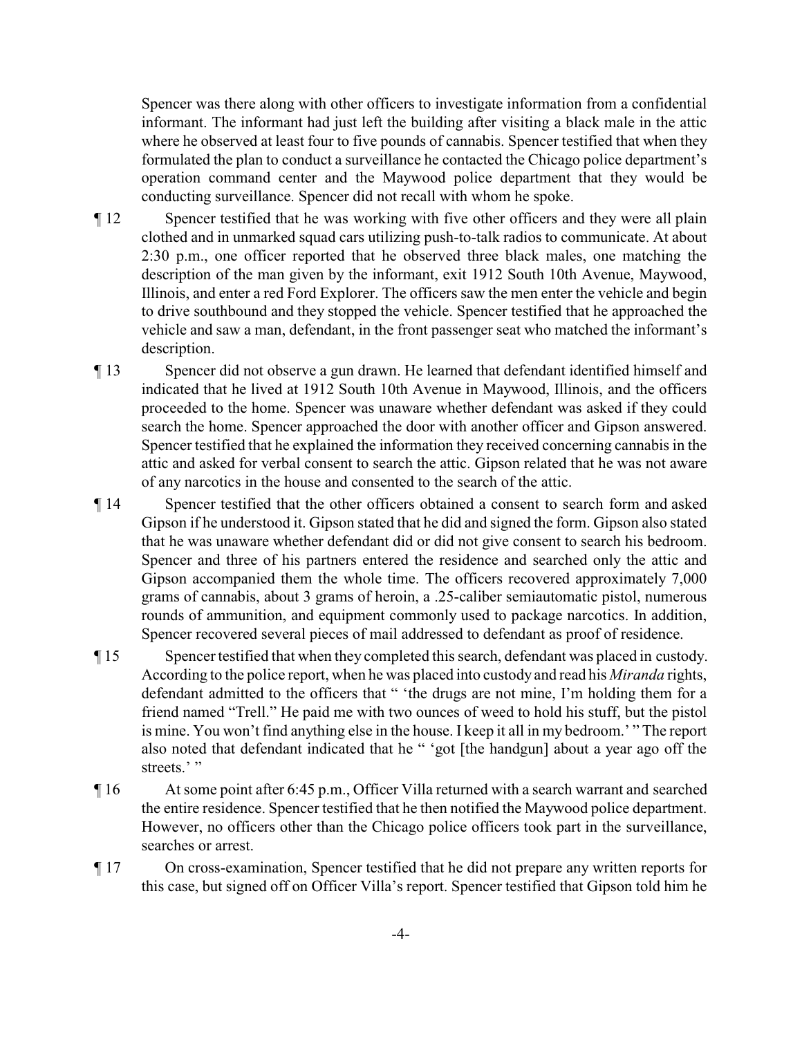Spencer was there along with other officers to investigate information from a confidential informant. The informant had just left the building after visiting a black male in the attic where he observed at least four to five pounds of cannabis. Spencer testified that when they formulated the plan to conduct a surveillance he contacted the Chicago police department's operation command center and the Maywood police department that they would be conducting surveillance. Spencer did not recall with whom he spoke.

¶ 12 Spencer testified that he was working with five other officers and they were all plain clothed and in unmarked squad cars utilizing push-to-talk radios to communicate. At about 2:30 p.m., one officer reported that he observed three black males, one matching the description of the man given by the informant, exit 1912 South 10th Avenue, Maywood, Illinois, and enter a red Ford Explorer. The officers saw the men enter the vehicle and begin to drive southbound and they stopped the vehicle. Spencer testified that he approached the vehicle and saw a man, defendant, in the front passenger seat who matched the informant's description.

¶ 13 Spencer did not observe a gun drawn. He learned that defendant identified himself and indicated that he lived at 1912 South 10th Avenue in Maywood, Illinois, and the officers proceeded to the home. Spencer was unaware whether defendant was asked if they could search the home. Spencer approached the door with another officer and Gipson answered. Spencer testified that he explained the information they received concerning cannabis in the attic and asked for verbal consent to search the attic. Gipson related that he was not aware of any narcotics in the house and consented to the search of the attic.

¶ 14 Spencer testified that the other officers obtained a consent to search form and asked Gipson if he understood it. Gipson stated that he did and signed the form. Gipson also stated that he was unaware whether defendant did or did not give consent to search his bedroom. Spencer and three of his partners entered the residence and searched only the attic and Gipson accompanied them the whole time. The officers recovered approximately 7,000 grams of cannabis, about 3 grams of heroin, a .25-caliber semiautomatic pistol, numerous rounds of ammunition, and equipment commonly used to package narcotics. In addition, Spencer recovered several pieces of mail addressed to defendant as proof of residence.

¶ 15 Spencer testified that when they completed this search, defendant was placed in custody. According to the police report, when he was placed into custody and read his *Miranda* rights, defendant admitted to the officers that " 'the drugs are not mine, I'm holding them for a friend named "Trell." He paid me with two ounces of weed to hold his stuff, but the pistol is mine. You won't find anything else in the house. I keep it all in my bedroom.' " The report also noted that defendant indicated that he " 'got [the handgun] about a year ago off the streets.' "

¶ 16 At some point after 6:45 p.m., Officer Villa returned with a search warrant and searched the entire residence. Spencer testified that he then notified the Maywood police department. However, no officers other than the Chicago police officers took part in the surveillance, searches or arrest.

¶ 17 On cross-examination, Spencer testified that he did not prepare any written reports for this case, but signed off on Officer Villa's report. Spencer testified that Gipson told him he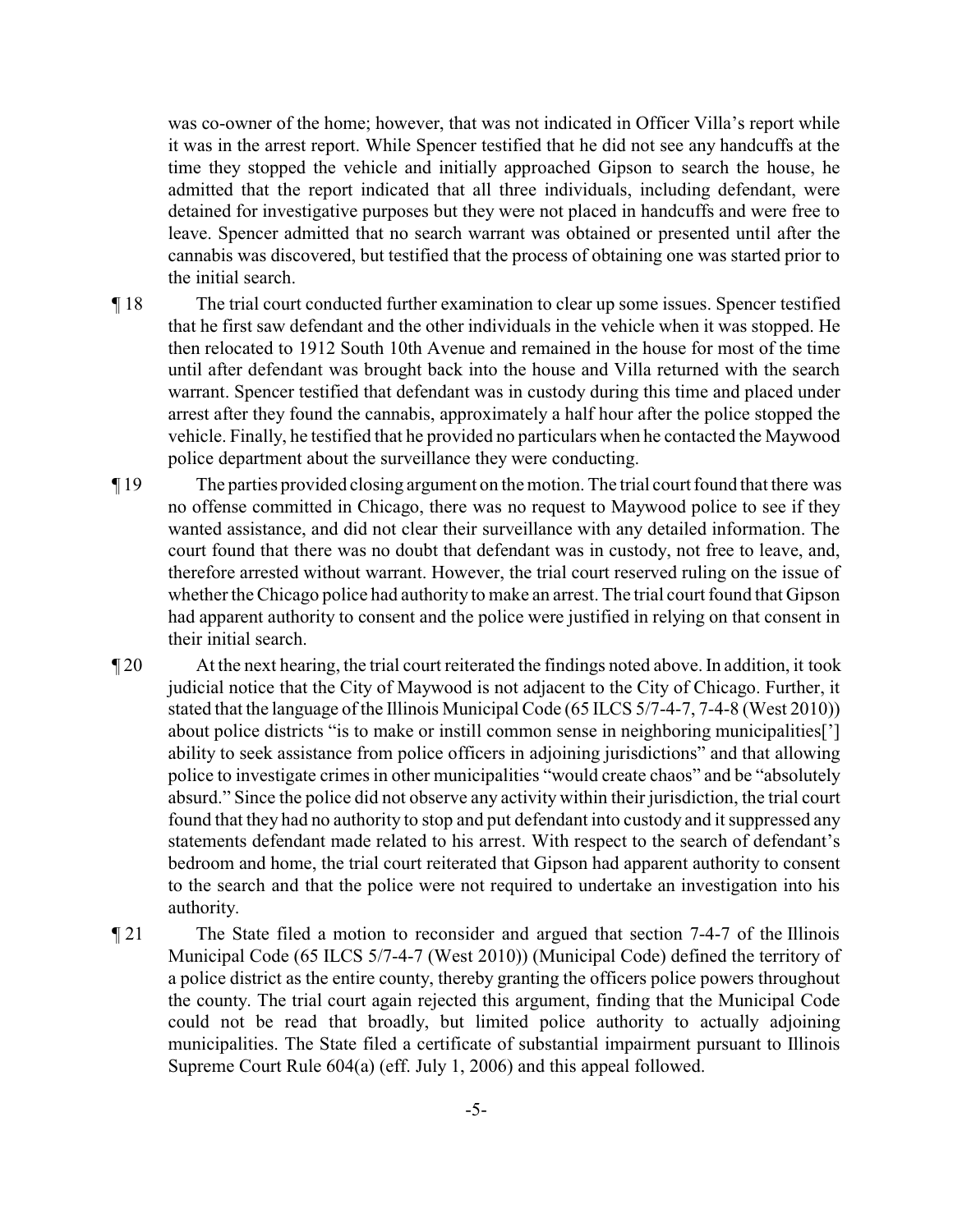was co-owner of the home; however, that was not indicated in Officer Villa's report while it was in the arrest report. While Spencer testified that he did not see any handcuffs at the time they stopped the vehicle and initially approached Gipson to search the house, he admitted that the report indicated that all three individuals, including defendant, were detained for investigative purposes but they were not placed in handcuffs and were free to leave. Spencer admitted that no search warrant was obtained or presented until after the cannabis was discovered, but testified that the process of obtaining one was started prior to the initial search.

¶ 18 The trial court conducted further examination to clear up some issues. Spencer testified that he first saw defendant and the other individuals in the vehicle when it was stopped. He then relocated to 1912 South 10th Avenue and remained in the house for most of the time until after defendant was brought back into the house and Villa returned with the search warrant. Spencer testified that defendant was in custody during this time and placed under arrest after they found the cannabis, approximately a half hour after the police stopped the vehicle. Finally, he testified that he provided no particulars when he contacted the Maywood police department about the surveillance they were conducting.

¶ 19 The parties provided closing argument on the motion. The trial court found that there was no offense committed in Chicago, there was no request to Maywood police to see if they wanted assistance, and did not clear their surveillance with any detailed information. The court found that there was no doubt that defendant was in custody, not free to leave, and, therefore arrested without warrant. However, the trial court reserved ruling on the issue of whether the Chicago police had authority to make an arrest. The trial court found that Gipson had apparent authority to consent and the police were justified in relying on that consent in their initial search.

¶ 20 At the next hearing, the trial court reiterated the findings noted above. In addition, it took judicial notice that the City of Maywood is not adjacent to the City of Chicago. Further, it stated that the language of the Illinois Municipal Code (65 ILCS 5/7-4-7, 7-4-8 (West 2010)) about police districts "is to make or instill common sense in neighboring municipalities['] ability to seek assistance from police officers in adjoining jurisdictions" and that allowing police to investigate crimes in other municipalities "would create chaos" and be "absolutely absurd." Since the police did not observe any activity within their jurisdiction, the trial court found that they had no authority to stop and put defendant into custody and it suppressed any statements defendant made related to his arrest. With respect to the search of defendant's bedroom and home, the trial court reiterated that Gipson had apparent authority to consent to the search and that the police were not required to undertake an investigation into his authority.

¶ 21 The State filed a motion to reconsider and argued that section 7-4-7 of the Illinois Municipal Code (65 ILCS 5/7-4-7 (West 2010)) (Municipal Code) defined the territory of a police district as the entire county, thereby granting the officers police powers throughout the county. The trial court again rejected this argument, finding that the Municipal Code could not be read that broadly, but limited police authority to actually adjoining municipalities. The State filed a certificate of substantial impairment pursuant to Illinois Supreme Court Rule 604(a) (eff. July 1, 2006) and this appeal followed.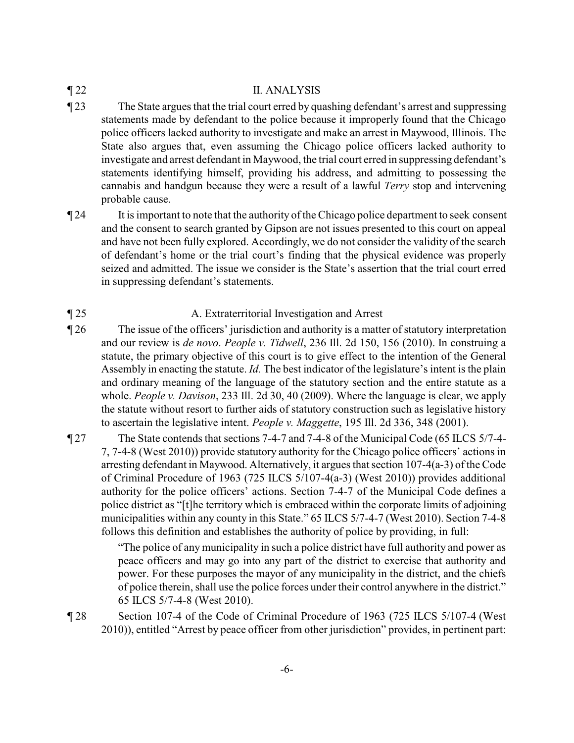¶ 22 II. ANALYSIS

¶ 23 The State argues that the trial court erred by quashing defendant's arrest and suppressing statements made by defendant to the police because it improperly found that the Chicago police officers lacked authority to investigate and make an arrest in Maywood, Illinois. The State also argues that, even assuming the Chicago police officers lacked authority to investigate and arrest defendant in Maywood, the trial court erred in suppressing defendant's statements identifying himself, providing his address, and admitting to possessing the cannabis and handgun because they were a result of a lawful *Terry* stop and intervening probable cause.

¶ 24 It is important to note that the authority of the Chicago police department to seek consent and the consent to search granted by Gipson are not issues presented to this court on appeal and have not been fully explored. Accordingly, we do not consider the validity of the search of defendant's home or the trial court's finding that the physical evidence was properly seized and admitted. The issue we consider is the State's assertion that the trial court erred in suppressing defendant's statements.

¶ 25 A. Extraterritorial Investigation and Arrest

¶ 26 The issue of the officers' jurisdiction and authority is a matter of statutory interpretation and our review is *de novo*. *People v. Tidwell*, 236 Ill. 2d 150, 156 (2010). In construing a statute, the primary objective of this court is to give effect to the intention of the General Assembly in enacting the statute. *Id.* The best indicator of the legislature's intent is the plain and ordinary meaning of the language of the statutory section and the entire statute as a whole. *People v. Davison*, 233 Ill. 2d 30, 40 (2009). Where the language is clear, we apply the statute without resort to further aids of statutory construction such as legislative history to ascertain the legislative intent. *People v. Maggette*, 195 Ill. 2d 336, 348 (2001).

¶ 27 The State contends that sections 7-4-7 and 7-4-8 of the Municipal Code (65 ILCS 5/7-4-7, 7-4-8 (West 2010)) provide statutory authority for the Chicago police officers' actions in arresting defendant in Maywood. Alternatively, it argues that section 107-4(a-3) of the Code of Criminal Procedure of 1963 (725 ILCS 5/107-4(a-3) (West 2010)) provides additional authority for the police officers' actions. Section 7-4-7 of the Municipal Code defines a police district as "[t]he territory which is embraced within the corporate limits of adjoining municipalities within any county in this State." 65 ILCS 5/7-4-7 (West 2010). Section 7-4-8 follows this definition and establishes the authority of police by providing, in full:

> "The police of any municipality in such a police district have full authority and power as peace officers and may go into any part of the district to exercise that authority and power. For these purposes the mayor of any municipality in the district, and the chiefs of police therein, shall use the police forces under their control anywhere in the district." 65 ILCS 5/7-4-8 (West 2010).

¶ 28 Section 107-4 of the Code of Criminal Procedure of 1963 (725 ILCS 5/107-4 (West 2010)), entitled "Arrest by peace officer from other jurisdiction" provides, in pertinent part: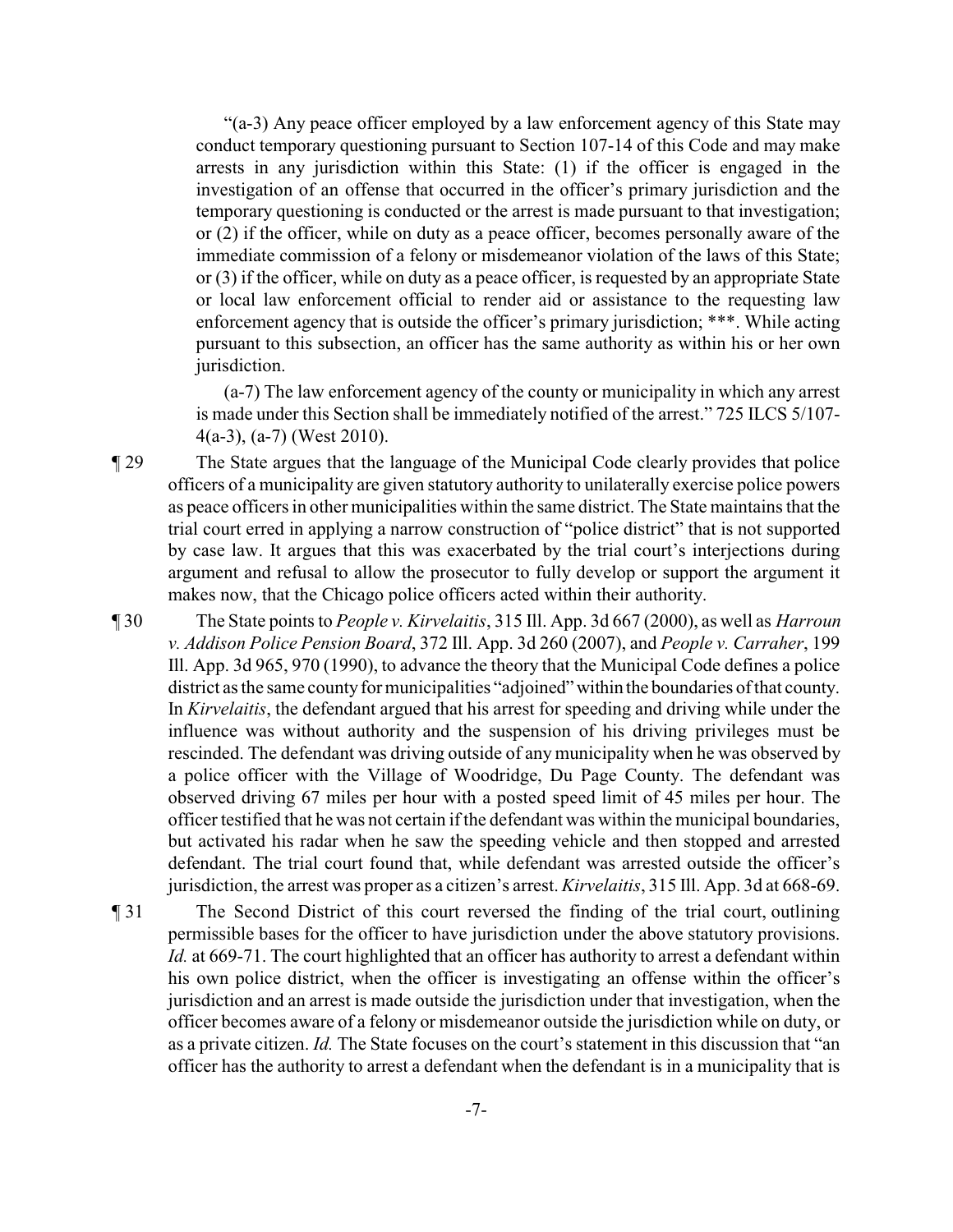"(a-3) Any peace officer employed by a law enforcement agency of this State may conduct temporary questioning pursuant to Section 107-14 of this Code and may make arrests in any jurisdiction within this State: (1) if the officer is engaged in the investigation of an offense that occurred in the officer's primary jurisdiction and the temporary questioning is conducted or the arrest is made pursuant to that investigation; or (2) if the officer, while on duty as a peace officer, becomes personally aware of the immediate commission of a felony or misdemeanor violation of the laws of this State; or (3) if the officer, while on duty as a peace officer, is requested by an appropriate State or local law enforcement official to render aid or assistance to the requesting law enforcement agency that is outside the officer's primary jurisdiction; \*\*\*. While acting pursuant to this subsection, an officer has the same authority as within his or her own jurisdiction.

(a-7) The law enforcement agency of the county or municipality in which any arrest is made under this Section shall be immediately notified of the arrest." 725 ILCS 5/107-4(a-3), (a-7) (West 2010).

¶ 29 The State argues that the language of the Municipal Code clearly provides that police officers of a municipality are given statutory authority to unilaterally exercise police powers as peace officers in other municipalities within the same district. The State maintains that the trial court erred in applying a narrow construction of "police district" that is not supported by case law. It argues that this was exacerbated by the trial court's interjections during argument and refusal to allow the prosecutor to fully develop or support the argument it makes now, that the Chicago police officers acted within their authority.

¶ 30 The State points to *People v. Kirvelaitis*, 315 Ill. App. 3d 667 (2000), as well as *Harroun v. Addison Police Pension Board*, 372 Ill. App. 3d 260 (2007), and *People v. Carraher*, 199 Ill. App. 3d 965, 970 (1990), to advance the theory that the Municipal Code defines a police district as the same county for municipalities "adjoined" within the boundaries of that county. In *Kirvelaitis*, the defendant argued that his arrest for speeding and driving while under the influence was without authority and the suspension of his driving privileges must be rescinded. The defendant was driving outside of any municipality when he was observed by a police officer with the Village of Woodridge, Du Page County. The defendant was observed driving 67 miles per hour with a posted speed limit of 45 miles per hour. The officer testified that he was not certain if the defendant was within the municipal boundaries, but activated his radar when he saw the speeding vehicle and then stopped and arrested defendant. The trial court found that, while defendant was arrested outside the officer's jurisdiction, the arrest was proper as a citizen's arrest. *Kirvelaitis*, 315 Ill. App. 3d at 668-69.

¶ 31 The Second District of this court reversed the finding of the trial court, outlining permissible bases for the officer to have jurisdiction under the above statutory provisions. *Id.* at 669-71. The court highlighted that an officer has authority to arrest a defendant within his own police district, when the officer is investigating an offense within the officer's jurisdiction and an arrest is made outside the jurisdiction under that investigation, when the officer becomes aware of a felony or misdemeanor outside the jurisdiction while on duty, or as a private citizen. *Id.* The State focuses on the court's statement in this discussion that "an officer has the authority to arrest a defendant when the defendant is in a municipality that is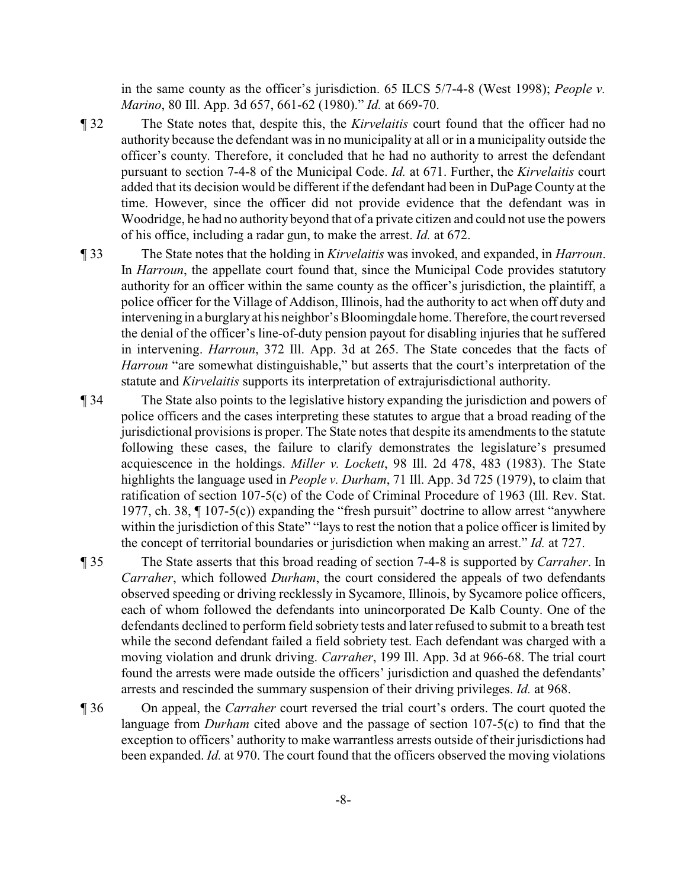in the same county as the officer's jurisdiction. 65 ILCS 5/7-4-8 (West 1998); *People v. Marino*, 80 Ill. App. 3d 657, 661-62 (1980)." *Id.* at 669-70.

¶ 32 The State notes that, despite this, the *Kirvelaitis* court found that the officer had no authority because the defendant was in no municipality at all or in a municipality outside the officer's county. Therefore, it concluded that he had no authority to arrest the defendant pursuant to section 7-4-8 of the Municipal Code. *Id.* at 671. Further, the *Kirvelaitis* court added that its decision would be different if the defendant had been in DuPage County at the time. However, since the officer did not provide evidence that the defendant was in Woodridge, he had no authority beyond that of a private citizen and could not use the powers of his office, including a radar gun, to make the arrest. *Id.* at 672.

¶ 33 The State notes that the holding in *Kirvelaitis* was invoked, and expanded, in *Harroun*. In *Harroun*, the appellate court found that, since the Municipal Code provides statutory authority for an officer within the same county as the officer's jurisdiction, the plaintiff, a police officer for the Village of Addison, Illinois, had the authority to act when off duty and intervening in a burglary at his neighbor's Bloomingdale home. Therefore, the court reversed the denial of the officer's line-of-duty pension payout for disabling injuries that he suffered in intervening. *Harroun*, 372 Ill. App. 3d at 265. The State concedes that the facts of *Harroun* "are somewhat distinguishable," but asserts that the court's interpretation of the statute and *Kirvelaitis* supports its interpretation of extrajurisdictional authority.

¶ 34 The State also points to the legislative history expanding the jurisdiction and powers of police officers and the cases interpreting these statutes to argue that a broad reading of the jurisdictional provisions is proper. The State notes that despite its amendments to the statute following these cases, the failure to clarify demonstrates the legislature's presumed acquiescence in the holdings. *Miller v. Lockett*, 98 Ill. 2d 478, 483 (1983). The State highlights the language used in *People v. Durham*, 71 Ill. App. 3d 725 (1979), to claim that ratification of section 107-5(c) of the Code of Criminal Procedure of 1963 (Ill. Rev. Stat. 1977, ch. 38, ¶ 107-5(c)) expanding the "fresh pursuit" doctrine to allow arrest "anywhere within the jurisdiction of this State" "lays to rest the notion that a police officer is limited by the concept of territorial boundaries or jurisdiction when making an arrest." *Id.* at 727.

¶ 35 The State asserts that this broad reading of section 7-4-8 is supported by *Carraher*. In *Carraher*, which followed *Durham*, the court considered the appeals of two defendants observed speeding or driving recklessly in Sycamore, Illinois, by Sycamore police officers, each of whom followed the defendants into unincorporated De Kalb County. One of the defendants declined to perform field sobriety tests and later refused to submit to a breath test while the second defendant failed a field sobriety test. Each defendant was charged with a moving violation and drunk driving. *Carraher*, 199 Ill. App. 3d at 966-68. The trial court found the arrests were made outside the officers' jurisdiction and quashed the defendants' arrests and rescinded the summary suspension of their driving privileges. *Id.* at 968.

¶ 36 On appeal, the *Carraher* court reversed the trial court's orders. The court quoted the language from *Durham* cited above and the passage of section 107-5(c) to find that the exception to officers' authority to make warrantless arrests outside of their jurisdictions had been expanded. *Id.* at 970. The court found that the officers observed the moving violations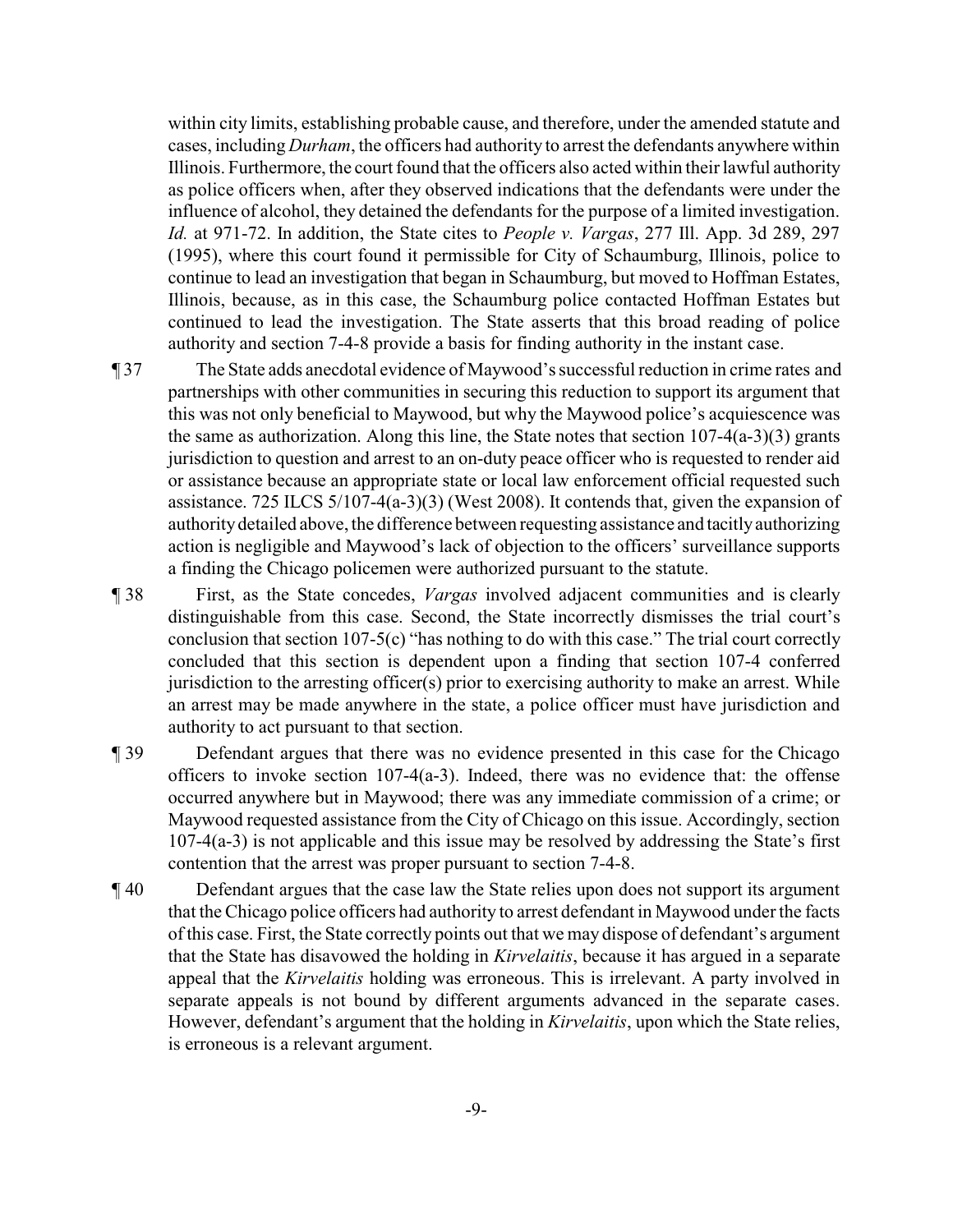within city limits, establishing probable cause, and therefore, under the amended statute and cases, including *Durham*, the officers had authority to arrest the defendants anywhere within Illinois. Furthermore, the court found that the officers also acted within their lawful authority as police officers when, after they observed indications that the defendants were under the influence of alcohol, they detained the defendants for the purpose of a limited investigation. *Id.* at 971-72. In addition, the State cites to *People v. Vargas*, 277 Ill. App. 3d 289, 297 (1995), where this court found it permissible for City of Schaumburg, Illinois, police to continue to lead an investigation that began in Schaumburg, but moved to Hoffman Estates, Illinois, because, as in this case, the Schaumburg police contacted Hoffman Estates but continued to lead the investigation. The State asserts that this broad reading of police authority and section 7-4-8 provide a basis for finding authority in the instant case.

¶ 37 The State adds anecdotal evidence of Maywood's successful reduction in crime rates and partnerships with other communities in securing this reduction to support its argument that this was not only beneficial to Maywood, but why the Maywood police's acquiescence was the same as authorization. Along this line, the State notes that section 107-4(a-3)(3) grants jurisdiction to question and arrest to an on-duty peace officer who is requested to render aid or assistance because an appropriate state or local law enforcement official requested such assistance. 725 ILCS 5/107-4(a-3)(3) (West 2008). It contends that, given the expansion of authority detailed above, the difference between requesting assistance and tacitly authorizing action is negligible and Maywood's lack of objection to the officers' surveillance supports a finding the Chicago policemen were authorized pursuant to the statute.

¶ 38 First, as the State concedes, *Vargas* involved adjacent communities and is clearly distinguishable from this case. Second, the State incorrectly dismisses the trial court's conclusion that section 107-5(c) "has nothing to do with this case." The trial court correctly concluded that this section is dependent upon a finding that section 107-4 conferred jurisdiction to the arresting officer(s) prior to exercising authority to make an arrest. While an arrest may be made anywhere in the state, a police officer must have jurisdiction and authority to act pursuant to that section.

¶ 39 Defendant argues that there was no evidence presented in this case for the Chicago officers to invoke section 107-4(a-3). Indeed, there was no evidence that: the offense occurred anywhere but in Maywood; there was any immediate commission of a crime; or Maywood requested assistance from the City of Chicago on this issue. Accordingly, section 107-4(a-3) is not applicable and this issue may be resolved by addressing the State's first contention that the arrest was proper pursuant to section 7-4-8.

¶ 40 Defendant argues that the case law the State relies upon does not support its argument that the Chicago police officers had authority to arrest defendant in Maywood under the facts of this case. First, the State correctly points out that we may dispose of defendant's argument that the State has disavowed the holding in *Kirvelaitis*, because it has argued in a separate appeal that the *Kirvelaitis* holding was erroneous. This is irrelevant. A party involved in separate appeals is not bound by different arguments advanced in the separate cases. However, defendant's argument that the holding in *Kirvelaitis*, upon which the State relies, is erroneous is a relevant argument.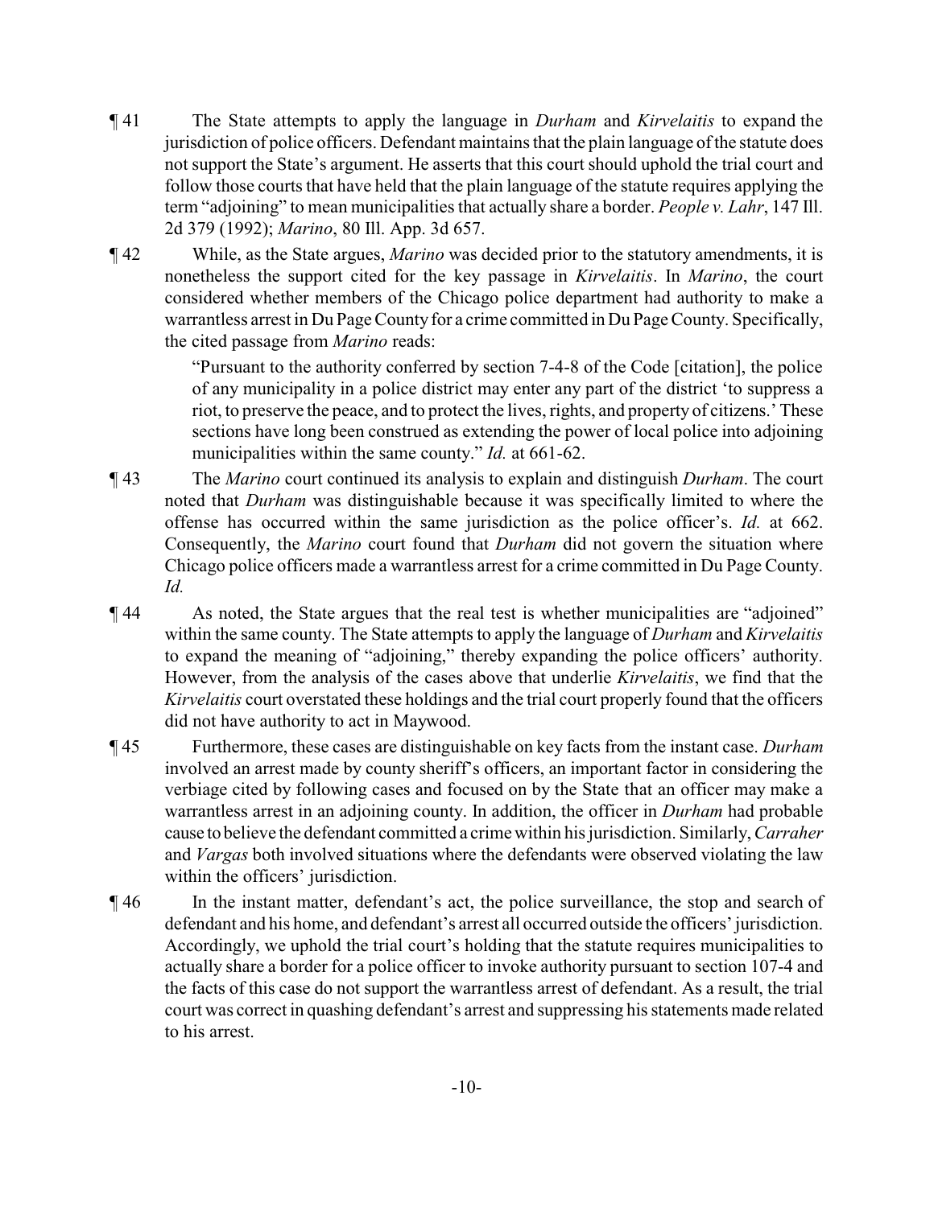¶ 41 The State attempts to apply the language in *Durham* and *Kirvelaitis* to expand the jurisdiction of police officers. Defendant maintains that the plain language of the statute does not support the State's argument. He asserts that this court should uphold the trial court and follow those courts that have held that the plain language of the statute requires applying the term "adjoining" to mean municipalities that actually share a border. *People v. Lahr*, 147 Ill. 2d 379 (1992); *Marino*, 80 Ill. App. 3d 657.

¶ 42 While, as the State argues, *Marino* was decided prior to the statutory amendments, it is nonetheless the support cited for the key passage in *Kirvelaitis*. In *Marino*, the court considered whether members of the Chicago police department had authority to make a warrantless arrest in Du Page County for a crime committed in Du Page County. Specifically, the cited passage from *Marino* reads:

> "Pursuant to the authority conferred by section 7-4-8 of the Code [citation], the police of any municipality in a police district may enter any part of the district 'to suppress a riot, to preserve the peace, and to protect the lives, rights, and property of citizens.' These sections have long been construed as extending the power of local police into adjoining municipalities within the same county." *Id.* at 661-62.

¶ 43 The *Marino* court continued its analysis to explain and distinguish *Durham*. The court noted that *Durham* was distinguishable because it was specifically limited to where the offense has occurred within the same jurisdiction as the police officer's. *Id.* at 662. Consequently, the *Marino* court found that *Durham* did not govern the situation where Chicago police officers made a warrantless arrest for a crime committed in Du Page County. *Id.*

¶ 44 As noted, the State argues that the real test is whether municipalities are "adjoined" within the same county. The State attempts to apply the language of *Durham* and *Kirvelaitis* to expand the meaning of "adjoining," thereby expanding the police officers' authority. However, from the analysis of the cases above that underlie *Kirvelaitis*, we find that the *Kirvelaitis* court overstated these holdings and the trial court properly found that the officers did not have authority to act in Maywood.

¶ 45 Furthermore, these cases are distinguishable on key facts from the instant case. *Durham* involved an arrest made by county sheriff's officers, an important factor in considering the verbiage cited by following cases and focused on by the State that an officer may make a warrantless arrest in an adjoining county. In addition, the officer in *Durham* had probable cause to believe the defendant committed a crime within his jurisdiction. Similarly, *Carraher* and *Vargas* both involved situations where the defendants were observed violating the law within the officers' jurisdiction.

¶ 46 In the instant matter, defendant's act, the police surveillance, the stop and search of defendant and his home, and defendant's arrest all occurred outside the officers' jurisdiction. Accordingly, we uphold the trial court's holding that the statute requires municipalities to actually share a border for a police officer to invoke authority pursuant to section 107-4 and the facts of this case do not support the warrantless arrest of defendant. As a result, the trial court was correct in quashing defendant's arrest and suppressing his statements made related to his arrest.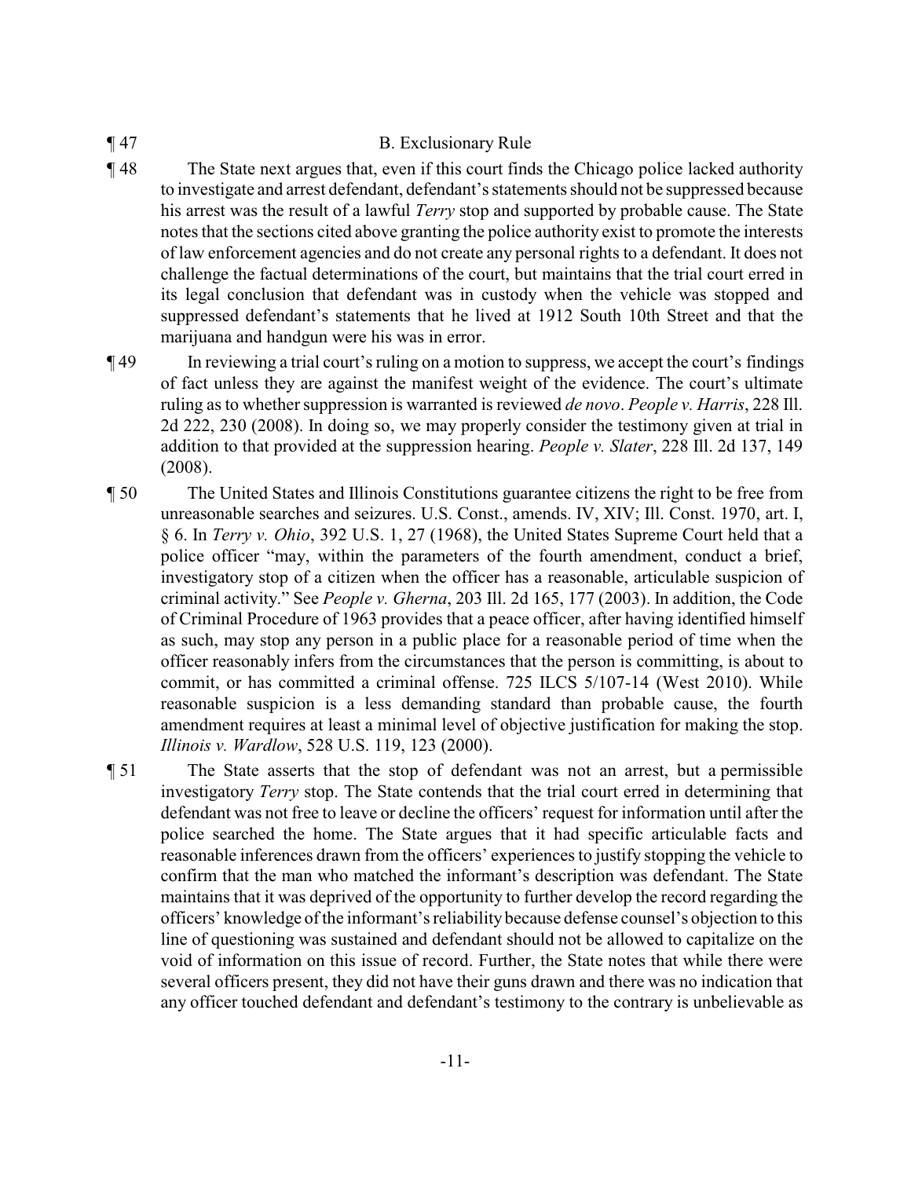¶ 47 B. Exclusionary Rule

¶ 48 The State next argues that, even if this court finds the Chicago police lacked authority to investigate and arrest defendant, defendant's statements should not be suppressed because his arrest was the result of a lawful *Terry* stop and supported by probable cause. The State notes that the sections cited above granting the police authority exist to promote the interests of law enforcement agencies and do not create any personal rights to a defendant. It does not challenge the factual determinations of the court, but maintains that the trial court erred in its legal conclusion that defendant was in custody when the vehicle was stopped and suppressed defendant's statements that he lived at 1912 South 10th Street and that the marijuana and handgun were his was in error.

¶ 49 In reviewing a trial court's ruling on a motion to suppress, we accept the court's findings of fact unless they are against the manifest weight of the evidence. The court's ultimate ruling as to whether suppression is warranted is reviewed *de novo*. *People v. Harris*, 228 Ill. 2d 222, 230 (2008). In doing so, we may properly consider the testimony given at trial in addition to that provided at the suppression hearing. *People v. Slater*, 228 Ill. 2d 137, 149 (2008).

¶ 50 The United States and Illinois Constitutions guarantee citizens the right to be free from unreasonable searches and seizures. U.S. Const., amends. IV, XIV; Ill. Const. 1970, art. I, § 6. In *Terry v. Ohio*, 392 U.S. 1, 27 (1968), the United States Supreme Court held that a police officer "may, within the parameters of the fourth amendment, conduct a brief, investigatory stop of a citizen when the officer has a reasonable, articulable suspicion of criminal activity." See *People v. Gherna*, 203 Ill. 2d 165, 177 (2003). In addition, the Code of Criminal Procedure of 1963 provides that a peace officer, after having identified himself as such, may stop any person in a public place for a reasonable period of time when the officer reasonably infers from the circumstances that the person is committing, is about to commit, or has committed a criminal offense. 725 ILCS 5/107-14 (West 2010). While reasonable suspicion is a less demanding standard than probable cause, the fourth amendment requires at least a minimal level of objective justification for making the stop. *Illinois v. Wardlow*, 528 U.S. 119, 123 (2000).

¶ 51 The State asserts that the stop of defendant was not an arrest, but a permissible investigatory *Terry* stop. The State contends that the trial court erred in determining that defendant was not free to leave or decline the officers' request for information until after the police searched the home. The State argues that it had specific articulable facts and reasonable inferences drawn from the officers' experiences to justify stopping the vehicle to confirm that the man who matched the informant's description was defendant. The State maintains that it was deprived of the opportunity to further develop the record regarding the officers' knowledge of the informant's reliability because defense counsel's objection to this line of questioning was sustained and defendant should not be allowed to capitalize on the void of information on this issue of record. Further, the State notes that while there were several officers present, they did not have their guns drawn and there was no indication that any officer touched defendant and defendant's testimony to the contrary is unbelievable as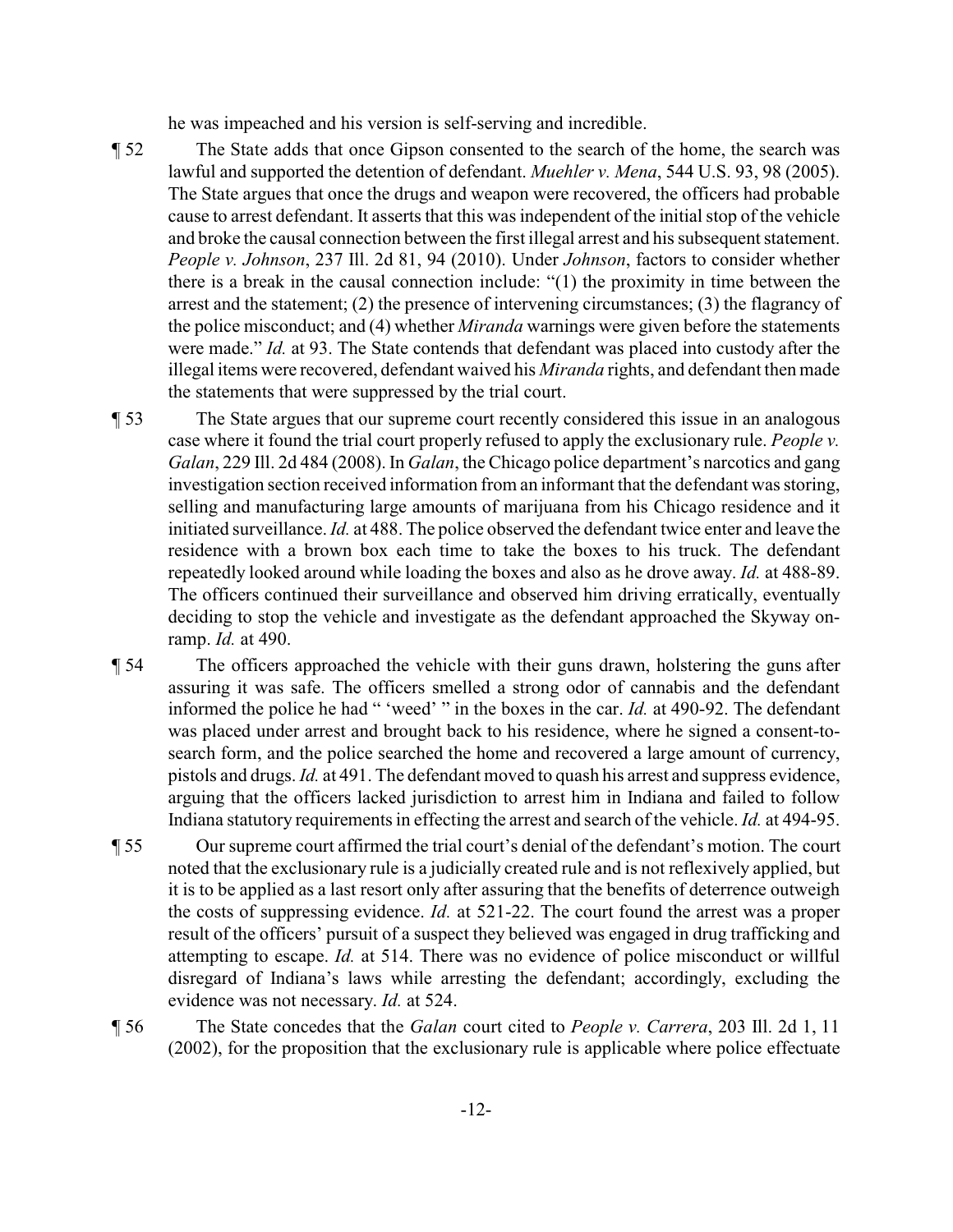he was impeached and his version is self-serving and incredible.

¶ 52 The State adds that once Gipson consented to the search of the home, the search was lawful and supported the detention of defendant. *Muehler v. Mena*, 544 U.S. 93, 98 (2005). The State argues that once the drugs and weapon were recovered, the officers had probable cause to arrest defendant. It asserts that this was independent of the initial stop of the vehicle and broke the causal connection between the first illegal arrest and his subsequent statement. *People v. Johnson*, 237 Ill. 2d 81, 94 (2010). Under *Johnson*, factors to consider whether there is a break in the causal connection include: "(1) the proximity in time between the arrest and the statement; (2) the presence of intervening circumstances; (3) the flagrancy of the police misconduct; and (4) whether *Miranda* warnings were given before the statements were made." *Id.* at 93. The State contends that defendant was placed into custody after the illegal items were recovered, defendant waived his *Miranda* rights, and defendant then made the statements that were suppressed by the trial court.

¶ 53 The State argues that our supreme court recently considered this issue in an analogous case where it found the trial court properly refused to apply the exclusionary rule. *People v. Galan*, 229 Ill. 2d 484 (2008). In *Galan*, the Chicago police department's narcotics and gang investigation section received information from an informant that the defendant was storing, selling and manufacturing large amounts of marijuana from his Chicago residence and it initiated surveillance. *Id.* at 488. The police observed the defendant twice enter and leave the residence with a brown box each time to take the boxes to his truck. The defendant repeatedly looked around while loading the boxes and also as he drove away. *Id.* at 488-89. The officers continued their surveillance and observed him driving erratically, eventually deciding to stop the vehicle and investigate as the defendant approached the Skyway on-ramp. *Id.* at 490.

¶ 54 The officers approached the vehicle with their guns drawn, holstering the guns after assuring it was safe. The officers smelled a strong odor of cannabis and the defendant informed the police he had " 'weed' " in the boxes in the car. *Id.* at 490-92. The defendant was placed under arrest and brought back to his residence, where he signed a consent-to-search form, and the police searched the home and recovered a large amount of currency, pistols and drugs. *Id.* at 491. The defendant moved to quash his arrest and suppress evidence, arguing that the officers lacked jurisdiction to arrest him in Indiana and failed to follow Indiana statutory requirements in effecting the arrest and search of the vehicle. *Id.* at 494-95.

¶ 55 Our supreme court affirmed the trial court's denial of the defendant's motion. The court noted that the exclusionary rule is a judicially created rule and is not reflexively applied, but it is to be applied as a last resort only after assuring that the benefits of deterrence outweigh the costs of suppressing evidence. *Id.* at 521-22. The court found the arrest was a proper result of the officers' pursuit of a suspect they believed was engaged in drug trafficking and attempting to escape. *Id.* at 514. There was no evidence of police misconduct or willful disregard of Indiana's laws while arresting the defendant; accordingly, excluding the evidence was not necessary. *Id.* at 524.

¶ 56 The State concedes that the *Galan* court cited to *People v. Carrera*, 203 Ill. 2d 1, 11 (2002), for the proposition that the exclusionary rule is applicable where police effectuate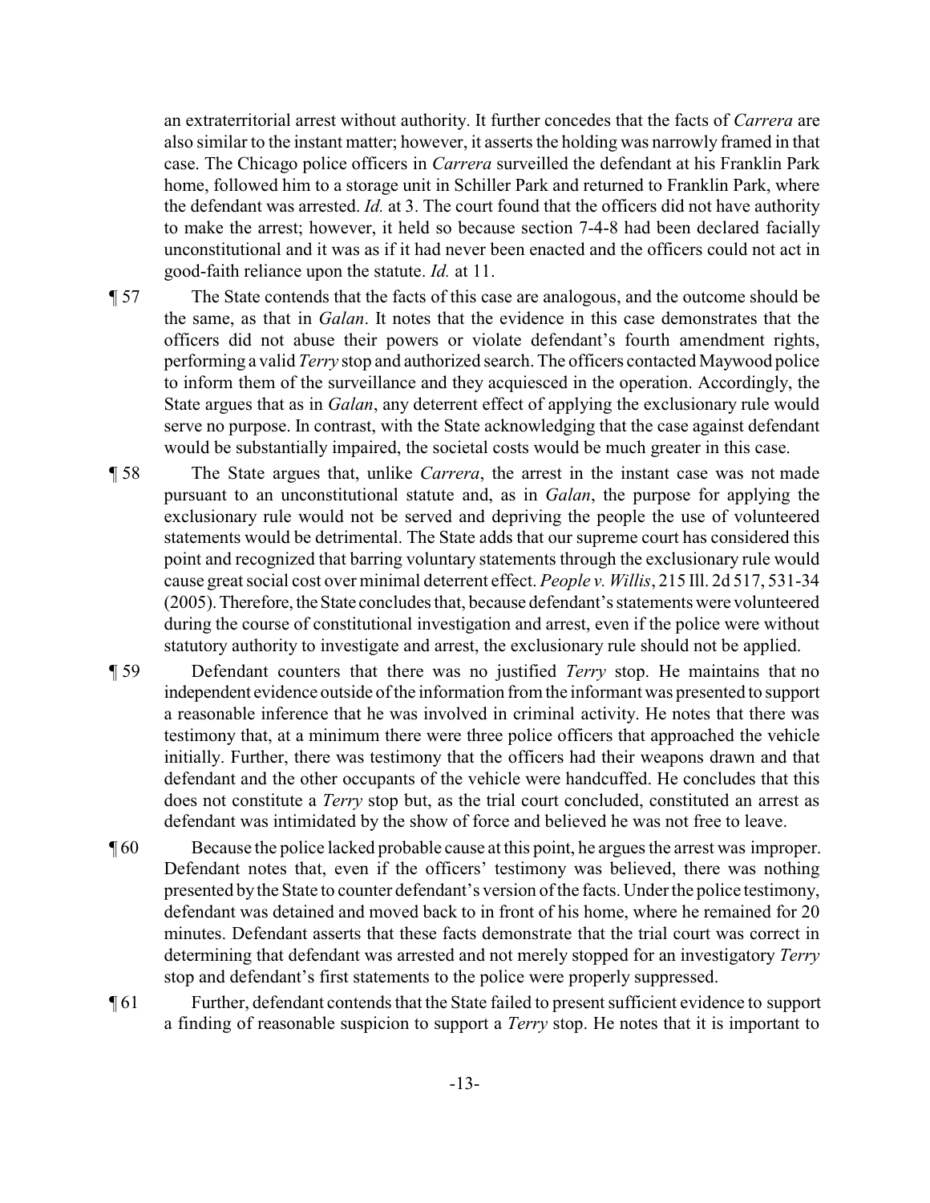an extraterritorial arrest without authority. It further concedes that the facts of *Carrera* are also similar to the instant matter; however, it asserts the holding was narrowly framed in that case. The Chicago police officers in *Carrera* surveilled the defendant at his Franklin Park home, followed him to a storage unit in Schiller Park and returned to Franklin Park, where the defendant was arrested. *Id.* at 3. The court found that the officers did not have authority to make the arrest; however, it held so because section 7-4-8 had been declared facially unconstitutional and it was as if it had never been enacted and the officers could not act in good-faith reliance upon the statute. *Id.* at 11.

¶ 57 The State contends that the facts of this case are analogous, and the outcome should be the same, as that in *Galan*. It notes that the evidence in this case demonstrates that the officers did not abuse their powers or violate defendant's fourth amendment rights, performing a valid *Terry* stop and authorized search. The officers contacted Maywood police to inform them of the surveillance and they acquiesced in the operation. Accordingly, the State argues that as in *Galan*, any deterrent effect of applying the exclusionary rule would serve no purpose. In contrast, with the State acknowledging that the case against defendant would be substantially impaired, the societal costs would be much greater in this case.

¶ 58 The State argues that, unlike *Carrera*, the arrest in the instant case was not made pursuant to an unconstitutional statute and, as in *Galan*, the purpose for applying the exclusionary rule would not be served and depriving the people the use of volunteered statements would be detrimental. The State adds that our supreme court has considered this point and recognized that barring voluntary statements through the exclusionary rule would cause great social cost over minimal deterrent effect. *People v. Willis*, 215 Ill. 2d 517, 531-34 (2005). Therefore, the State concludes that, because defendant's statements were volunteered during the course of constitutional investigation and arrest, even if the police were without statutory authority to investigate and arrest, the exclusionary rule should not be applied.

¶ 59 Defendant counters that there was no justified *Terry* stop. He maintains that no independent evidence outside of the information from the informant was presented to support a reasonable inference that he was involved in criminal activity. He notes that there was testimony that, at a minimum there were three police officers that approached the vehicle initially. Further, there was testimony that the officers had their weapons drawn and that defendant and the other occupants of the vehicle were handcuffed. He concludes that this does not constitute a *Terry* stop but, as the trial court concluded, constituted an arrest as defendant was intimidated by the show of force and believed he was not free to leave.

¶ 60 Because the police lacked probable cause at this point, he argues the arrest was improper. Defendant notes that, even if the officers' testimony was believed, there was nothing presented by the State to counter defendant's version of the facts. Under the police testimony, defendant was detained and moved back to in front of his home, where he remained for 20 minutes. Defendant asserts that these facts demonstrate that the trial court was correct in determining that defendant was arrested and not merely stopped for an investigatory *Terry* stop and defendant's first statements to the police were properly suppressed.

¶ 61 Further, defendant contends that the State failed to present sufficient evidence to support a finding of reasonable suspicion to support a *Terry* stop. He notes that it is important to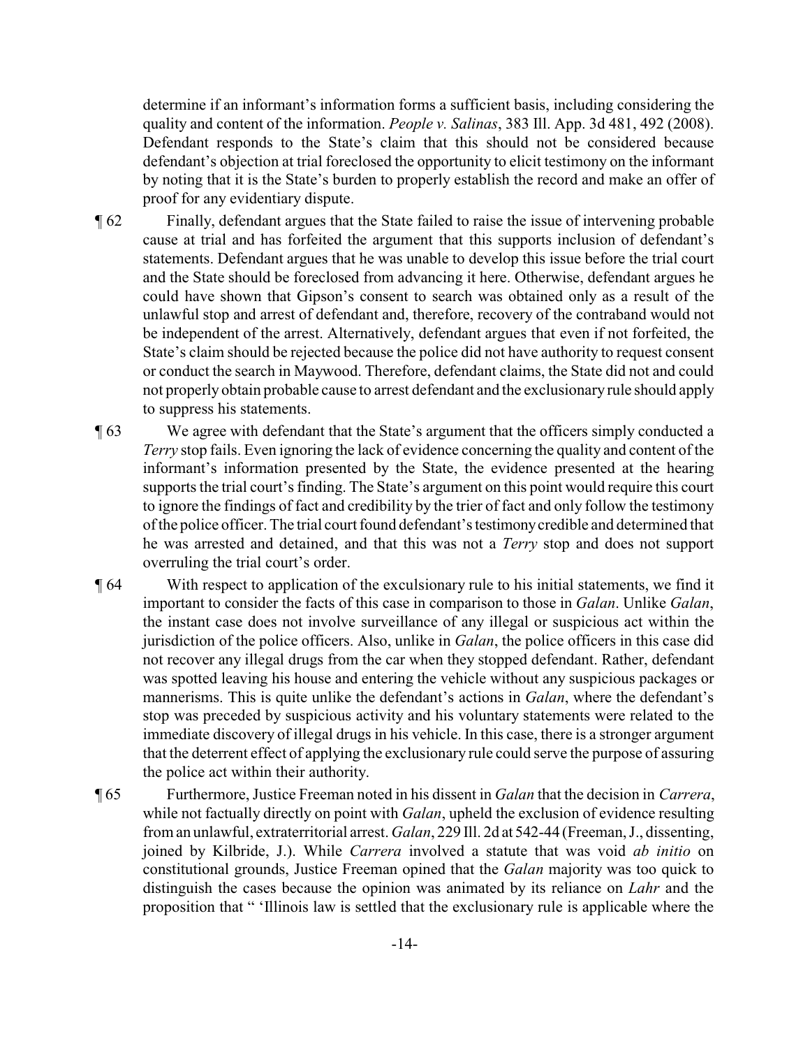determine if an informant's information forms a sufficient basis, including considering the quality and content of the information. *People v. Salinas*, 383 Ill. App. 3d 481, 492 (2008). Defendant responds to the State's claim that this should not be considered because defendant's objection at trial foreclosed the opportunity to elicit testimony on the informant by noting that it is the State's burden to properly establish the record and make an offer of proof for any evidentiary dispute.

¶ 62 Finally, defendant argues that the State failed to raise the issue of intervening probable cause at trial and has forfeited the argument that this supports inclusion of defendant's statements. Defendant argues that he was unable to develop this issue before the trial court and the State should be foreclosed from advancing it here. Otherwise, defendant argues he could have shown that Gipson's consent to search was obtained only as a result of the unlawful stop and arrest of defendant and, therefore, recovery of the contraband would not be independent of the arrest. Alternatively, defendant argues that even if not forfeited, the State's claim should be rejected because the police did not have authority to request consent or conduct the search in Maywood. Therefore, defendant claims, the State did not and could not properly obtain probable cause to arrest defendant and the exclusionary rule should apply to suppress his statements.

¶ 63 We agree with defendant that the State's argument that the officers simply conducted a *Terry* stop fails. Even ignoring the lack of evidence concerning the quality and content of the informant's information presented by the State, the evidence presented at the hearing supports the trial court's finding. The State's argument on this point would require this court to ignore the findings of fact and credibility by the trier of fact and only follow the testimony of the police officer. The trial court found defendant's testimony credible and determined that he was arrested and detained, and that this was not a *Terry* stop and does not support overruling the trial court's order.

¶ 64 With respect to application of the exculsionary rule to his initial statements, we find it important to consider the facts of this case in comparison to those in *Galan*. Unlike *Galan*, the instant case does not involve surveillance of any illegal or suspicious act within the jurisdiction of the police officers. Also, unlike in *Galan*, the police officers in this case did not recover any illegal drugs from the car when they stopped defendant. Rather, defendant was spotted leaving his house and entering the vehicle without any suspicious packages or mannerisms. This is quite unlike the defendant's actions in *Galan*, where the defendant's stop was preceded by suspicious activity and his voluntary statements were related to the immediate discovery of illegal drugs in his vehicle. In this case, there is a stronger argument that the deterrent effect of applying the exclusionary rule could serve the purpose of assuring the police act within their authority.

¶ 65 Furthermore, Justice Freeman noted in his dissent in *Galan* that the decision in *Carrera*, while not factually directly on point with *Galan*, upheld the exclusion of evidence resulting from an unlawful, extraterritorial arrest. *Galan*, 229 Ill. 2d at 542-44 (Freeman, J., dissenting, joined by Kilbride, J.). While *Carrera* involved a statute that was void *ab initio* on constitutional grounds, Justice Freeman opined that the *Galan* majority was too quick to distinguish the cases because the opinion was animated by its reliance on *Lahr* and the proposition that " 'Illinois law is settled that the exclusionary rule is applicable where the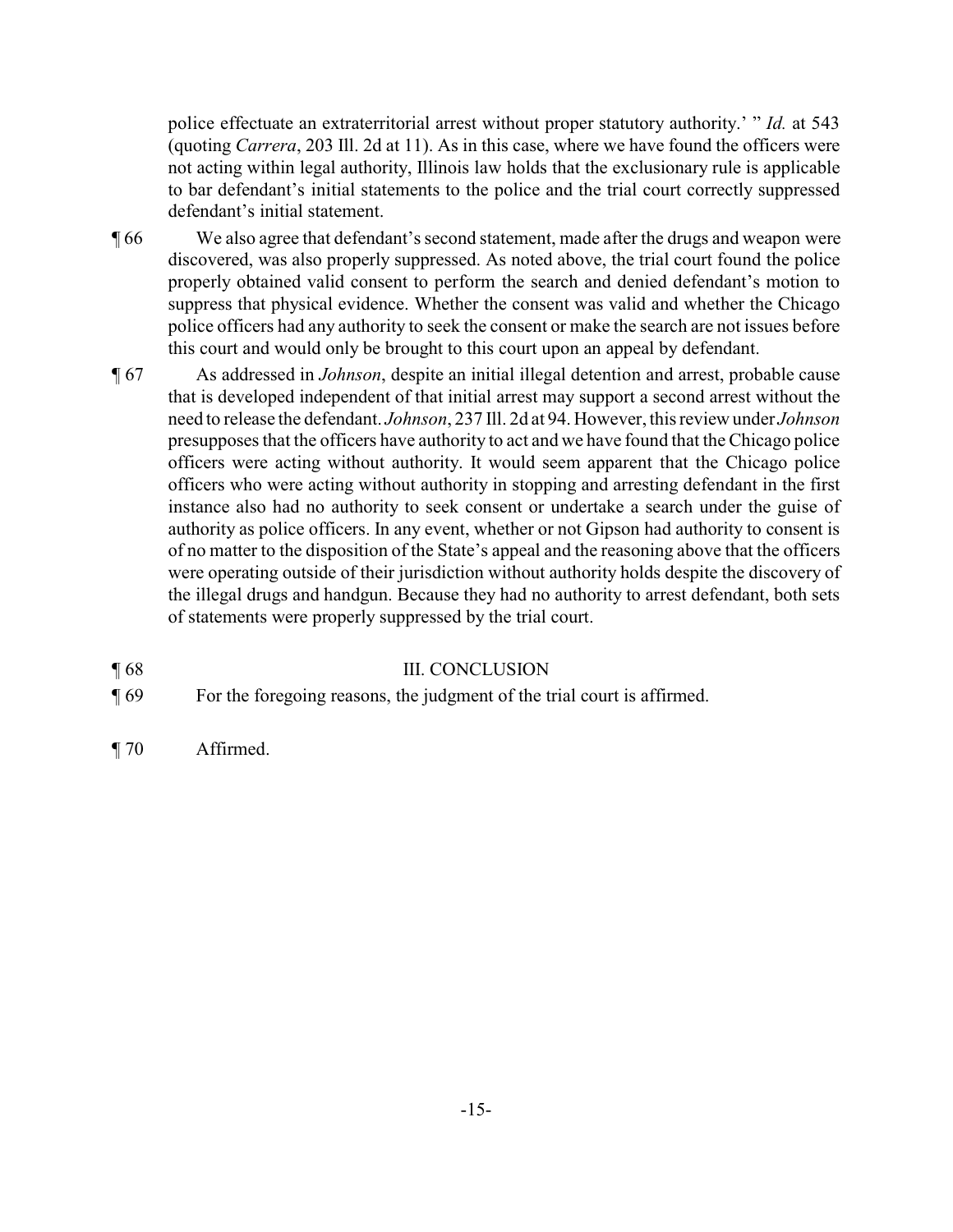police effectuate an extraterritorial arrest without proper statutory authority.' " *Id.* at 543 (quoting *Carrera*, 203 Ill. 2d at 11). As in this case, where we have found the officers were not acting within legal authority, Illinois law holds that the exclusionary rule is applicable to bar defendant's initial statements to the police and the trial court correctly suppressed defendant's initial statement.

¶ 66 We also agree that defendant's second statement, made after the drugs and weapon were discovered, was also properly suppressed. As noted above, the trial court found the police properly obtained valid consent to perform the search and denied defendant's motion to suppress that physical evidence. Whether the consent was valid and whether the Chicago police officers had any authority to seek the consent or make the search are not issues before this court and would only be brought to this court upon an appeal by defendant.

¶ 67 As addressed in *Johnson*, despite an initial illegal detention and arrest, probable cause that is developed independent of that initial arrest may support a second arrest without the need to release the defendant. *Johnson*, 237 Ill. 2d at 94. However, this review under *Johnson* presupposes that the officers have authority to act and we have found that the Chicago police officers were acting without authority. It would seem apparent that the Chicago police officers who were acting without authority in stopping and arresting defendant in the first instance also had no authority to seek consent or undertake a search under the guise of authority as police officers. In any event, whether or not Gipson had authority to consent is of no matter to the disposition of the State's appeal and the reasoning above that the officers were operating outside of their jurisdiction without authority holds despite the discovery of the illegal drugs and handgun. Because they had no authority to arrest defendant, both sets of statements were properly suppressed by the trial court.

¶ 68 III. CONCLUSION

¶ 69 For the foregoing reasons, the judgment of the trial court is affirmed.

¶ 70 Affirmed.